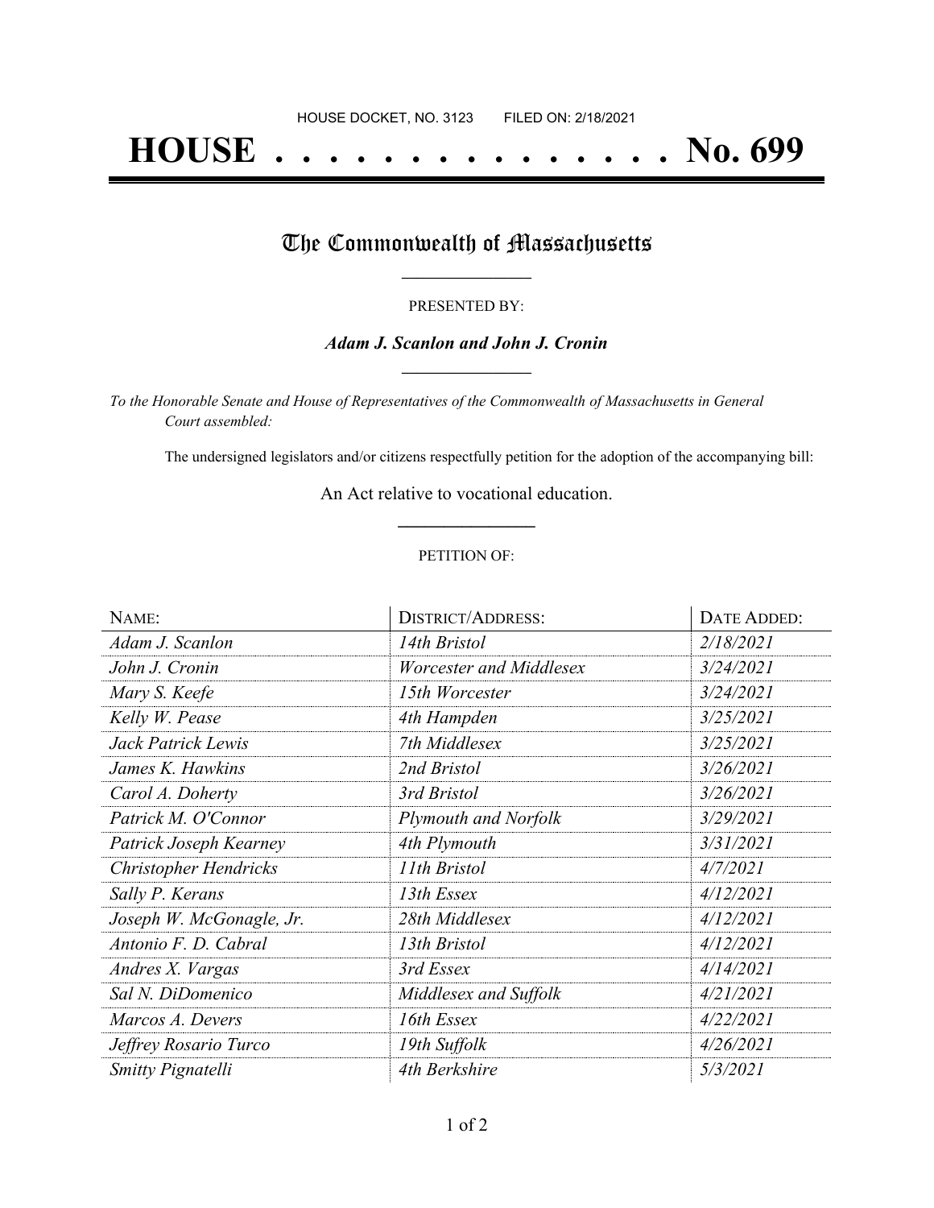HOUSE DOCKET, NO. 3123 FILED ON: 2/18/2021

# HOUSE . . . . . . . . . . . . . . . No. 699

## The Commonwealth of Massachusetts

PRESENTED BY:

***Adam J. Scanlon and John J. Cronin***

*To the Honorable Senate and House of Representatives of the Commonwealth of Massachusetts in General Court assembled:*

The undersigned legislators and/or citizens respectfully petition for the adoption of the accompanying bill:

An Act relative to vocational education.

PETITION OF:

| NAME: | DISTRICT/ADDRESS: | DATE ADDED: |
|---|---|---|
| *Adam J. Scanlon* | *14th Bristol* | *2/18/2021* |
| *John J. Cronin* | *Worcester and Middlesex* | *3/24/2021* |
| *Mary S. Keefe* | *15th Worcester* | *3/24/2021* |
| *Kelly W. Pease* | *4th Hampden* | *3/25/2021* |
| *Jack Patrick Lewis* | *7th Middlesex* | *3/25/2021* |
| *James K. Hawkins* | *2nd Bristol* | *3/26/2021* |
| *Carol A. Doherty* | *3rd Bristol* | *3/26/2021* |
| *Patrick M. O'Connor* | *Plymouth and Norfolk* | *3/29/2021* |
| *Patrick Joseph Kearney* | *4th Plymouth* | *3/31/2021* |
| *Christopher Hendricks* | *11th Bristol* | *4/7/2021* |
| *Sally P. Kerans* | *13th Essex* | *4/12/2021* |
| *Joseph W. McGonagle, Jr.* | *28th Middlesex* | *4/12/2021* |
| *Antonio F. D. Cabral* | *13th Bristol* | *4/12/2021* |
| *Andres X. Vargas* | *3rd Essex* | *4/14/2021* |
| *Sal N. DiDomenico* | *Middlesex and Suffolk* | *4/21/2021* |
| *Marcos A. Devers* | *16th Essex* | *4/22/2021* |
| *Jeffrey Rosario Turco* | *19th Suffolk* | *4/26/2021* |
| *Smitty Pignatelli* | *4th Berkshire* | *5/3/2021* |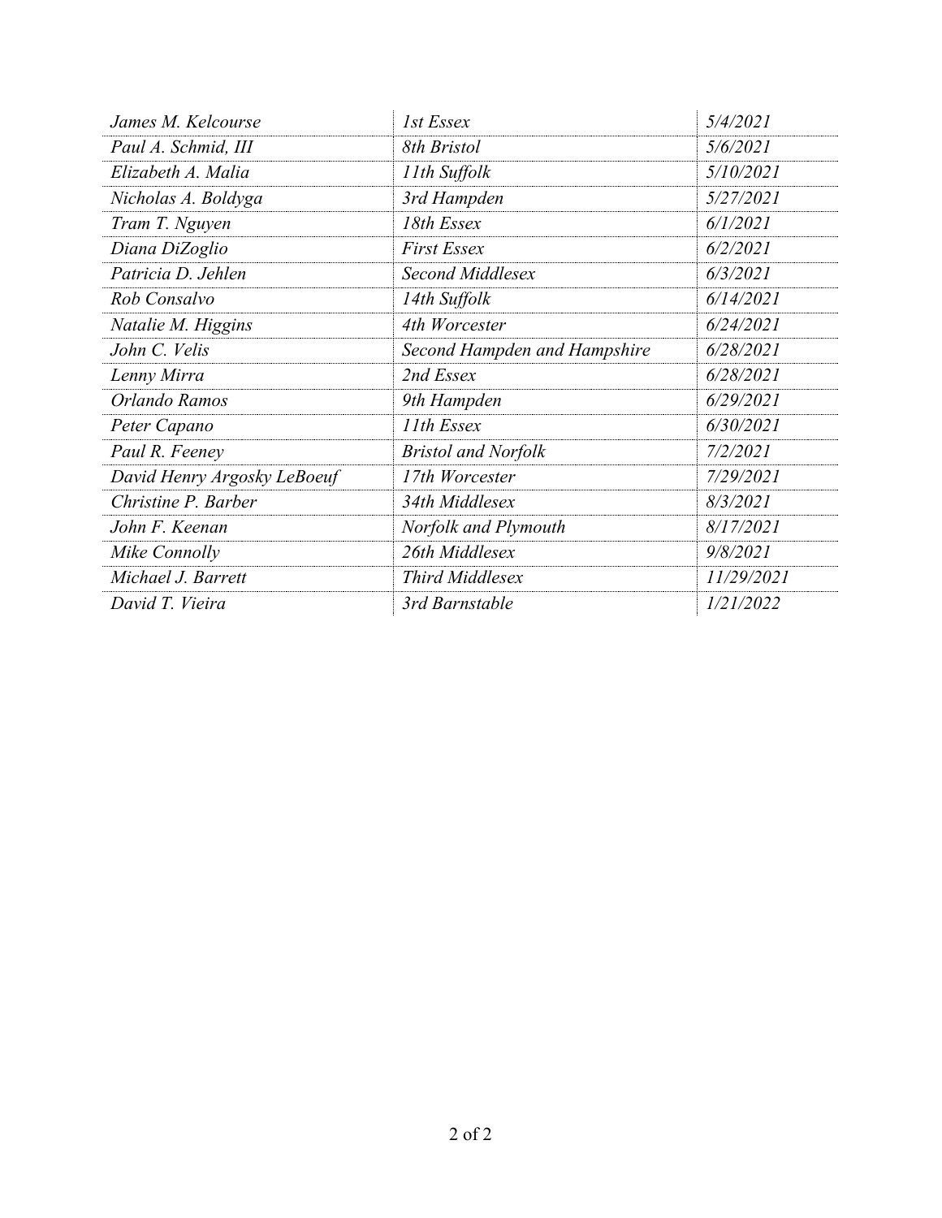| | | |
|---|---|---|
| *James M. Kelcourse* | *1st Essex* | *5/4/2021* |
| *Paul A. Schmid, III* | *8th Bristol* | *5/6/2021* |
| *Elizabeth A. Malia* | *11th Suffolk* | *5/10/2021* |
| *Nicholas A. Boldyga* | *3rd Hampden* | *5/27/2021* |
| *Tram T. Nguyen* | *18th Essex* | *6/1/2021* |
| *Diana DiZoglio* | *First Essex* | *6/2/2021* |
| *Patricia D. Jehlen* | *Second Middlesex* | *6/3/2021* |
| *Rob Consalvo* | *14th Suffolk* | *6/14/2021* |
| *Natalie M. Higgins* | *4th Worcester* | *6/24/2021* |
| *John C. Velis* | *Second Hampden and Hampshire* | *6/28/2021* |
| *Lenny Mirra* | *2nd Essex* | *6/28/2021* |
| *Orlando Ramos* | *9th Hampden* | *6/29/2021* |
| *Peter Capano* | *11th Essex* | *6/30/2021* |
| *Paul R. Feeney* | *Bristol and Norfolk* | *7/2/2021* |
| *David Henry Argosky LeBoeuf* | *17th Worcester* | *7/29/2021* |
| *Christine P. Barber* | *34th Middlesex* | *8/3/2021* |
| *John F. Keenan* | *Norfolk and Plymouth* | *8/17/2021* |
| *Mike Connolly* | *26th Middlesex* | *9/8/2021* |
| *Michael J. Barrett* | *Third Middlesex* | *11/29/2021* |
| *David T. Vieira* | *3rd Barnstable* | *1/21/2022* |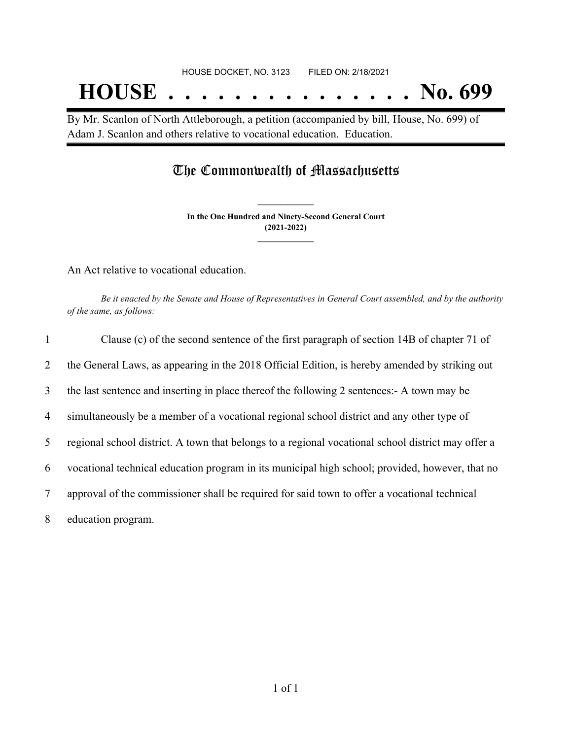HOUSE DOCKET, NO. 3123 FILED ON: 2/18/2021

# HOUSE . . . . . . . . . . . . . . . No. 699

By Mr. Scanlon of North Attleborough, a petition (accompanied by bill, House, No. 699) of Adam J. Scanlon and others relative to vocational education. Education.

## The Commonwealth of Massachusetts

**In the One Hundred and Ninety-Second General Court**
**(2021-2022)**

An Act relative to vocational education.

*Be it enacted by the Senate and House of Representatives in General Court assembled, and by the authority of the same, as follows:*

1 Clause (c) of the second sentence of the first paragraph of section 14B of chapter 71 of
2 the General Laws, as appearing in the 2018 Official Edition, is hereby amended by striking out
3 the last sentence and inserting in place thereof the following 2 sentences:- A town may be
4 simultaneously be a member of a vocational regional school district and any other type of
5 regional school district. A town that belongs to a regional vocational school district may offer a
6 vocational technical education program in its municipal high school; provided, however, that no
7 approval of the commissioner shall be required for said town to offer a vocational technical
8 education program.